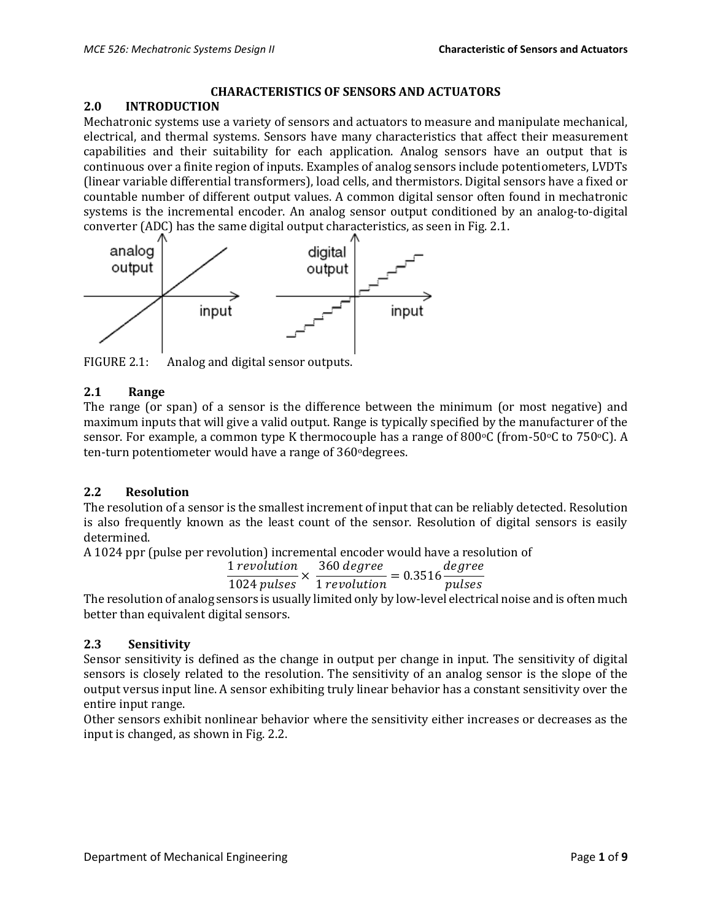# CHARACTERISTICS OF SENSORS AND ACTUATORS

## 2.0 INTRODUCTION

Mechatronic systems use a variety of sensors and actuators to measure and manipulate mechanical, electrical, and thermal systems. Sensors have many characteristics that affect their measurement capabilities and their suitability for each application. Analog sensors have an output that is continuous over a finite region of inputs. Examples of analog sensors include potentiometers, LVDTs (linear variable differential transformers), load cells, and thermistors. Digital sensors have a fixed or countable number of different output values. A common digital sensor often found in mechatronic systems is the incremental encoder. An analog sensor output conditioned by an analog-to-digital converter (ADC) has the same digital output characteristics, as seen in Fig. 2.1.

FIGURE 2.1: Analog and digital sensor outputs.

## 2.1 Range

The range (or span) of a sensor is the difference between the minimum (or most negative) and maximum inputs that will give a valid output. Range is typically specified by the manufacturer of the sensor. For example, a common type K thermocouple has a range of 800$^{o}$C (from-50$^{o}$C to 750$^{o}$C). A ten-turn potentiometer would have a range of 360$^{o}$degrees.

## 2.2 Resolution

The resolution of a sensor is the smallest increment of input that can be reliably detected. Resolution is also frequently known as the least count of the sensor. Resolution of digital sensors is easily determined.

A 1024 ppr (pulse per revolution) incremental encoder would have a resolution of

$$\frac{1\,revolution}{1024\,pulses} \times \frac{360\,degree}{1\,revolution} = 0.3516\frac{degree}{pulses}$$

The resolution of analog sensors is usually limited only by low-level electrical noise and is often much better than equivalent digital sensors.

## 2.3 Sensitivity

Sensor sensitivity is defined as the change in output per change in input. The sensitivity of digital sensors is closely related to the resolution. The sensitivity of an analog sensor is the slope of the output versus input line. A sensor exhibiting truly linear behavior has a constant sensitivity over the entire input range.

Other sensors exhibit nonlinear behavior where the sensitivity either increases or decreases as the input is changed, as shown in Fig. 2.2.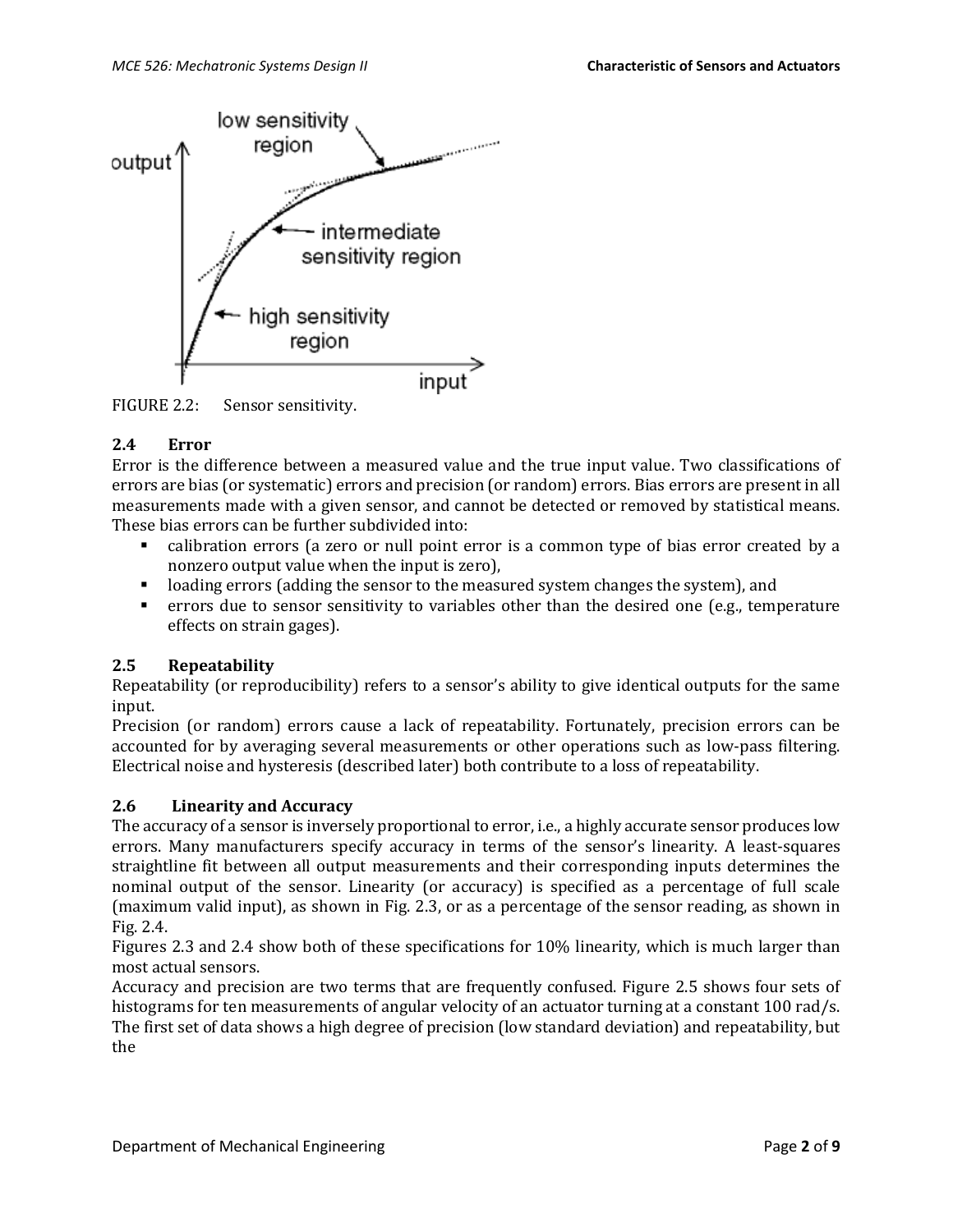FIGURE 2.2: Sensor sensitivity.

### 2.4 Error

Error is the difference between a measured value and the true input value. Two classifications of errors are bias (or systematic) errors and precision (or random) errors. Bias errors are present in all measurements made with a given sensor, and cannot be detected or removed by statistical means. These bias errors can be further subdivided into:

- calibration errors (a zero or null point error is a common type of bias error created by a nonzero output value when the input is zero),
- loading errors (adding the sensor to the measured system changes the system), and
- errors due to sensor sensitivity to variables other than the desired one (e.g., temperature effects on strain gages).

### 2.5 Repeatability

Repeatability (or reproducibility) refers to a sensor's ability to give identical outputs for the same input.

Precision (or random) errors cause a lack of repeatability. Fortunately, precision errors can be accounted for by averaging several measurements or other operations such as low-pass filtering. Electrical noise and hysteresis (described later) both contribute to a loss of repeatability.

### 2.6 Linearity and Accuracy

The accuracy of a sensor is inversely proportional to error, i.e., a highly accurate sensor produces low errors. Many manufacturers specify accuracy in terms of the sensor's linearity. A least-squares straightline fit between all output measurements and their corresponding inputs determines the nominal output of the sensor. Linearity (or accuracy) is specified as a percentage of full scale (maximum valid input), as shown in Fig. 2.3, or as a percentage of the sensor reading, as shown in Fig. 2.4.

Figures 2.3 and 2.4 show both of these specifications for 10% linearity, which is much larger than most actual sensors.

Accuracy and precision are two terms that are frequently confused. Figure 2.5 shows four sets of histograms for ten measurements of angular velocity of an actuator turning at a constant 100 rad/s. The first set of data shows a high degree of precision (low standard deviation) and repeatability, but the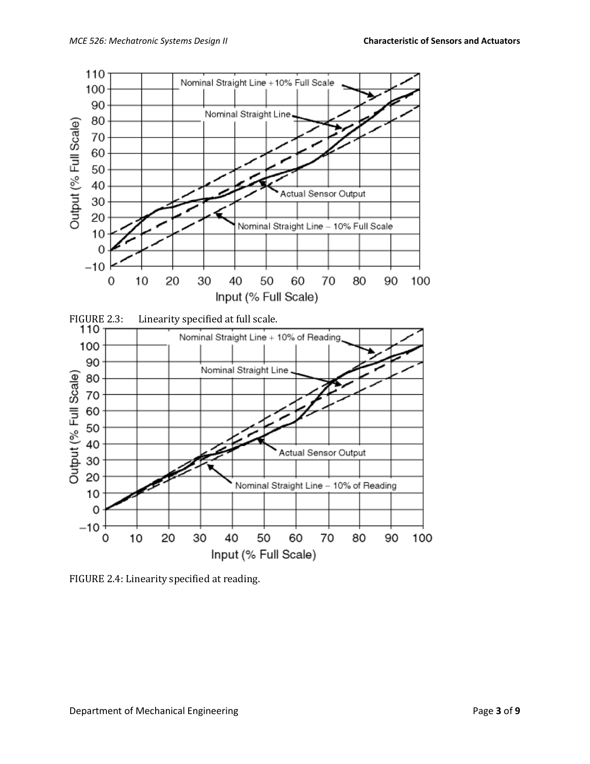FIGURE 2.3: Linearity specified at full scale.

FIGURE 2.4: Linearity specified at reading.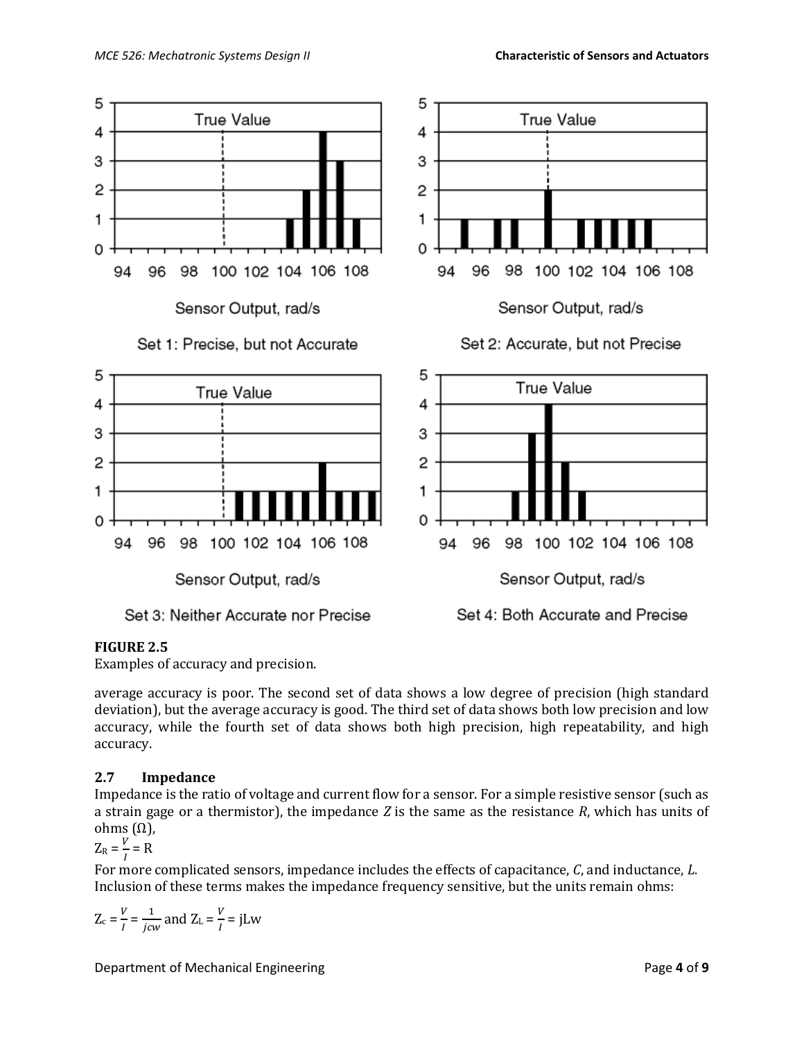**FIGURE 2.5**
Examples of accuracy and precision.

average accuracy is poor. The second set of data shows a low degree of precision (high standard deviation), but the average accuracy is good. The third set of data shows both low precision and low accuracy, while the fourth set of data shows both high precision, high repeatability, and high accuracy.

## 2.7 Impedance

Impedance is the ratio of voltage and current flow for a sensor. For a simple resistive sensor (such as a strain gage or a thermistor), the impedance $Z$ is the same as the resistance $R$, which has units of ohms (Ω),

$$Z_R = \frac{V}{I} = R$$

For more complicated sensors, impedance includes the effects of capacitance, $C$, and inductance, $L$. Inclusion of these terms makes the impedance frequency sensitive, but the units remain ohms:

$$Z_c = \frac{V}{I} = \frac{1}{jcw} \text{ and } Z_L = \frac{V}{I} = jLw$$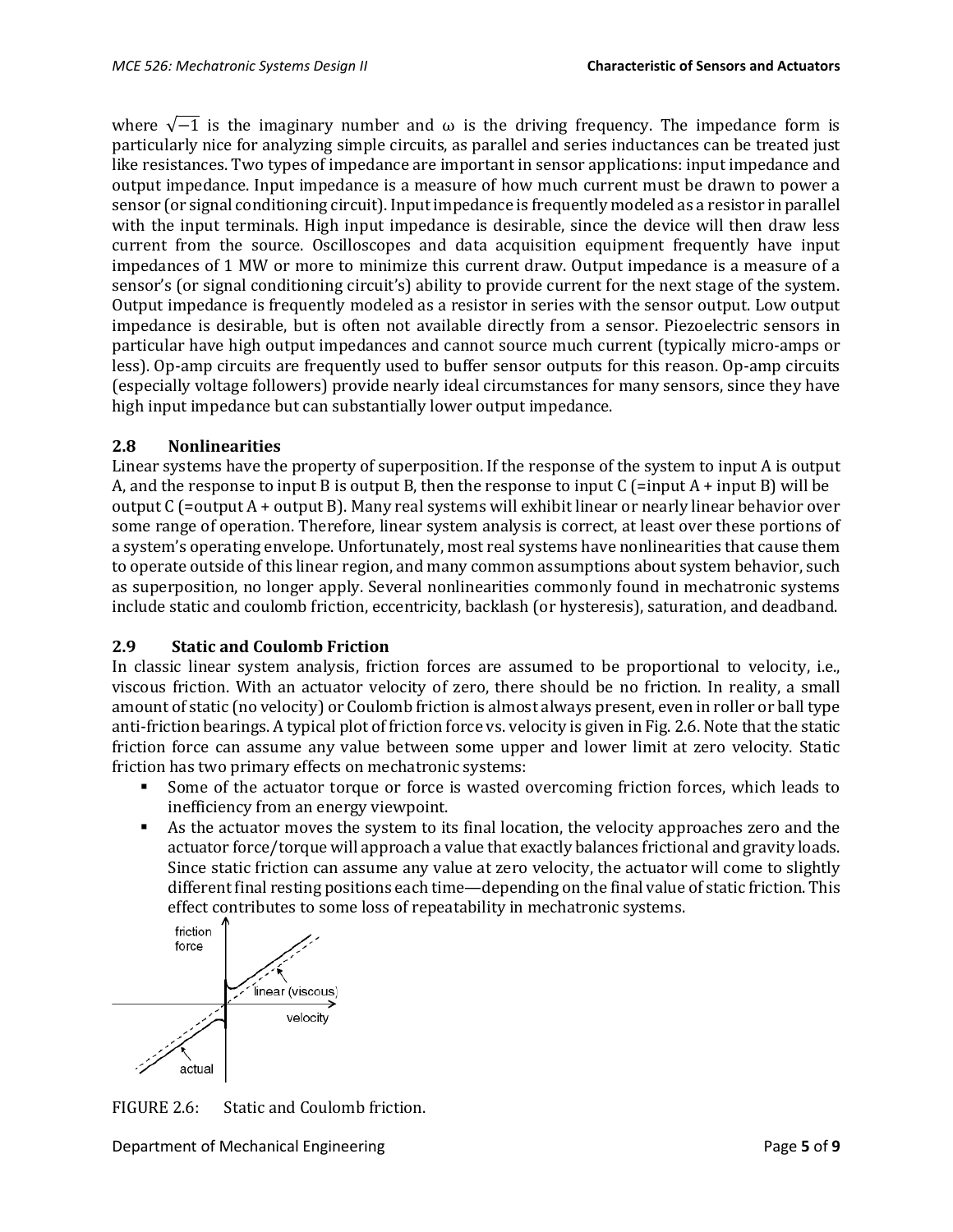where $\sqrt{-1}$ is the imaginary number and ω is the driving frequency. The impedance form is particularly nice for analyzing simple circuits, as parallel and series inductances can be treated just like resistances. Two types of impedance are important in sensor applications: input impedance and output impedance. Input impedance is a measure of how much current must be drawn to power a sensor (or signal conditioning circuit). Input impedance is frequently modeled as a resistor in parallel with the input terminals. High input impedance is desirable, since the device will then draw less current from the source. Oscilloscopes and data acquisition equipment frequently have input impedances of 1 MW or more to minimize this current draw. Output impedance is a measure of a sensor's (or signal conditioning circuit's) ability to provide current for the next stage of the system. Output impedance is frequently modeled as a resistor in series with the sensor output. Low output impedance is desirable, but is often not available directly from a sensor. Piezoelectric sensors in particular have high output impedances and cannot source much current (typically micro-amps or less). Op-amp circuits are frequently used to buffer sensor outputs for this reason. Op-amp circuits (especially voltage followers) provide nearly ideal circumstances for many sensors, since they have high input impedance but can substantially lower output impedance.

## 2.8 Nonlinearities

Linear systems have the property of superposition. If the response of the system to input A is output A, and the response to input B is output B, then the response to input C (=input A + input B) will be output C (=output A + output B). Many real systems will exhibit linear or nearly linear behavior over some range of operation. Therefore, linear system analysis is correct, at least over these portions of a system's operating envelope. Unfortunately, most real systems have nonlinearities that cause them to operate outside of this linear region, and many common assumptions about system behavior, such as superposition, no longer apply. Several nonlinearities commonly found in mechatronic systems include static and coulomb friction, eccentricity, backlash (or hysteresis), saturation, and deadband.

## 2.9 Static and Coulomb Friction

In classic linear system analysis, friction forces are assumed to be proportional to velocity, i.e., viscous friction. With an actuator velocity of zero, there should be no friction. In reality, a small amount of static (no velocity) or Coulomb friction is almost always present, even in roller or ball type anti-friction bearings. A typical plot of friction force vs. velocity is given in Fig. 2.6. Note that the static friction force can assume any value between some upper and lower limit at zero velocity. Static friction has two primary effects on mechatronic systems:

- Some of the actuator torque or force is wasted overcoming friction forces, which leads to inefficiency from an energy viewpoint.
- As the actuator moves the system to its final location, the velocity approaches zero and the actuator force/torque will approach a value that exactly balances frictional and gravity loads. Since static friction can assume any value at zero velocity, the actuator will come to slightly different final resting positions each time—depending on the final value of static friction. This effect contributes to some loss of repeatability in mechatronic systems.

FIGURE 2.6: Static and Coulomb friction.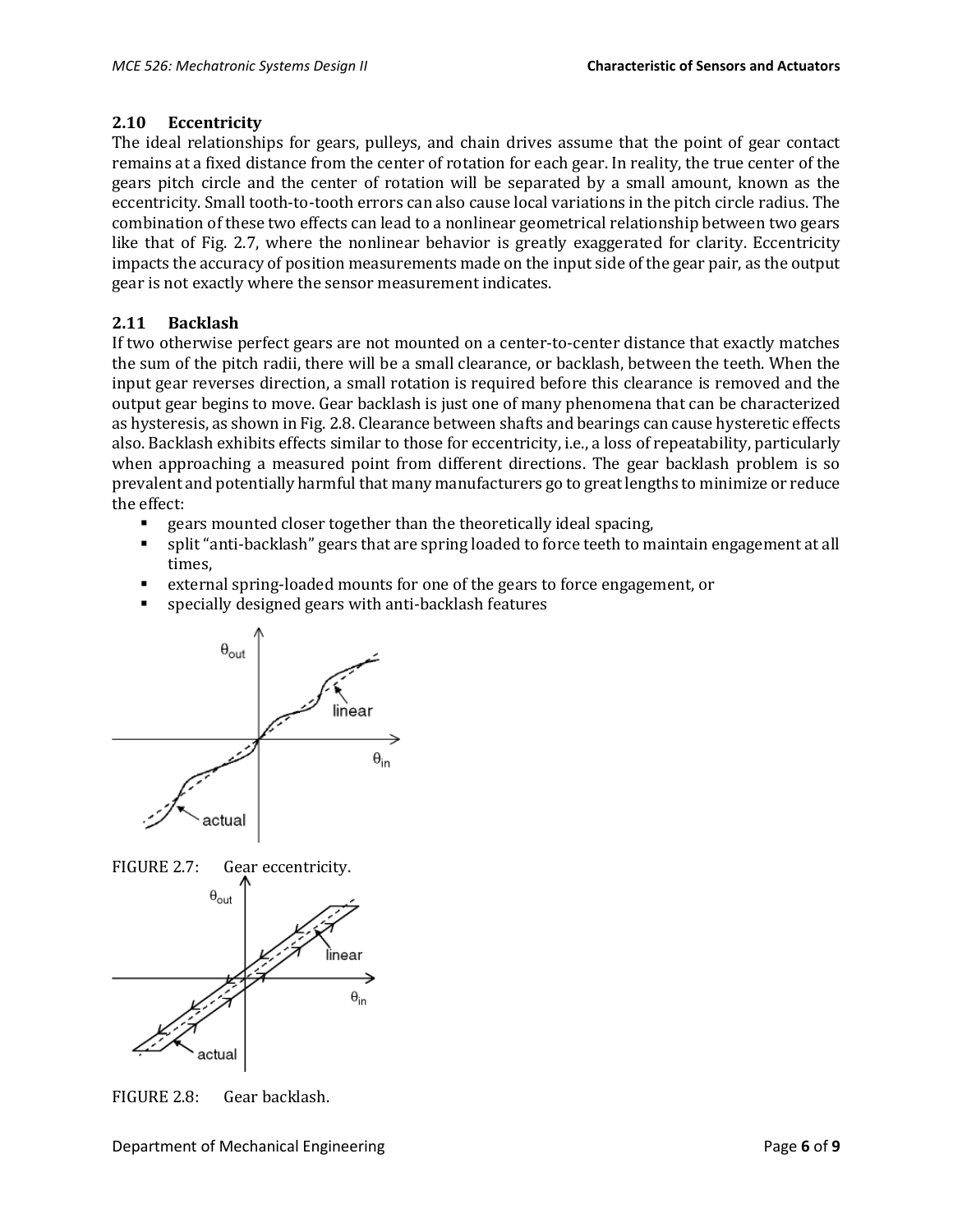## 2.10 Eccentricity

The ideal relationships for gears, pulleys, and chain drives assume that the point of gear contact remains at a fixed distance from the center of rotation for each gear. In reality, the true center of the gears pitch circle and the center of rotation will be separated by a small amount, known as the eccentricity. Small tooth-to-tooth errors can also cause local variations in the pitch circle radius. The combination of these two effects can lead to a nonlinear geometrical relationship between two gears like that of Fig. 2.7, where the nonlinear behavior is greatly exaggerated for clarity. Eccentricity impacts the accuracy of position measurements made on the input side of the gear pair, as the output gear is not exactly where the sensor measurement indicates.

## 2.11 Backlash

If two otherwise perfect gears are not mounted on a center-to-center distance that exactly matches the sum of the pitch radii, there will be a small clearance, or backlash, between the teeth. When the input gear reverses direction, a small rotation is required before this clearance is removed and the output gear begins to move. Gear backlash is just one of many phenomena that can be characterized as hysteresis, as shown in Fig. 2.8. Clearance between shafts and bearings can cause hysteretic effects also. Backlash exhibits effects similar to those for eccentricity, i.e., a loss of repeatability, particularly when approaching a measured point from different directions. The gear backlash problem is so prevalent and potentially harmful that many manufacturers go to great lengths to minimize or reduce the effect:

- gears mounted closer together than the theoretically ideal spacing,
- split "anti-backlash" gears that are spring loaded to force teeth to maintain engagement at all times,
- external spring-loaded mounts for one of the gears to force engagement, or
- specially designed gears with anti-backlash features

FIGURE 2.7: Gear eccentricity.

FIGURE 2.8: Gear backlash.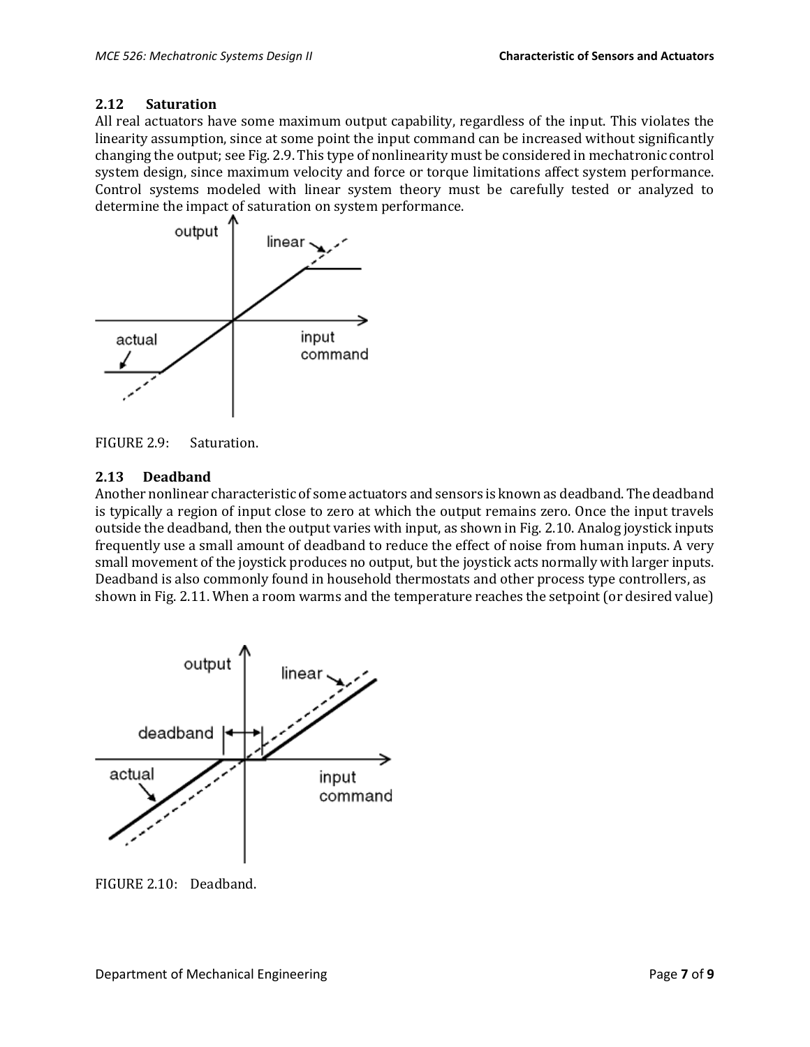## 2.12 Saturation

All real actuators have some maximum output capability, regardless of the input. This violates the linearity assumption, since at some point the input command can be increased without significantly changing the output; see Fig. 2.9. This type of nonlinearity must be considered in mechatronic control system design, since maximum velocity and force or torque limitations affect system performance. Control systems modeled with linear system theory must be carefully tested or analyzed to determine the impact of saturation on system performance.

FIGURE 2.9: Saturation.

## 2.13 Deadband

Another nonlinear characteristic of some actuators and sensors is known as deadband. The deadband is typically a region of input close to zero at which the output remains zero. Once the input travels outside the deadband, then the output varies with input, as shown in Fig. 2.10. Analog joystick inputs frequently use a small amount of deadband to reduce the effect of noise from human inputs. A very small movement of the joystick produces no output, but the joystick acts normally with larger inputs. Deadband is also commonly found in household thermostats and other process type controllers, as shown in Fig. 2.11. When a room warms and the temperature reaches the setpoint (or desired value)

FIGURE 2.10: Deadband.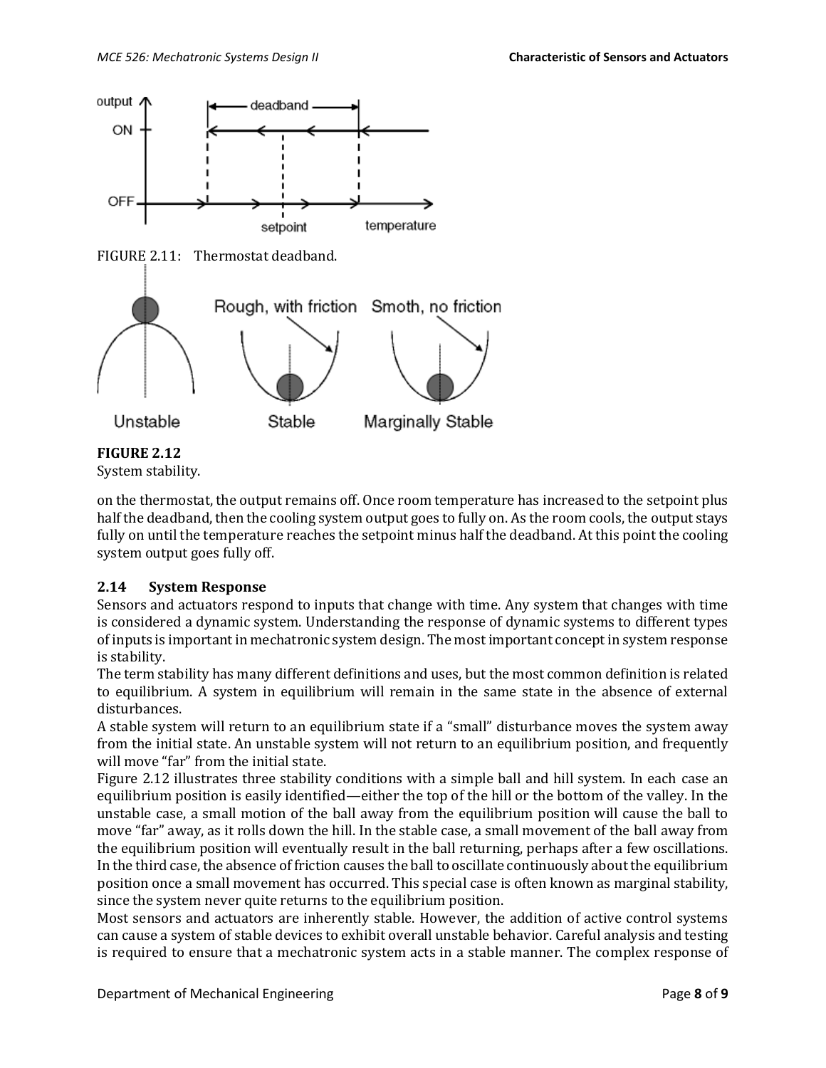FIGURE 2.11: Thermostat deadband.

**FIGURE 2.12**
System stability.

on the thermostat, the output remains off. Once room temperature has increased to the setpoint plus half the deadband, then the cooling system output goes to fully on. As the room cools, the output stays fully on until the temperature reaches the setpoint minus half the deadband. At this point the cooling system output goes fully off.

### 2.14 System Response

Sensors and actuators respond to inputs that change with time. Any system that changes with time is considered a dynamic system. Understanding the response of dynamic systems to different types of inputs is important in mechatronic system design. The most important concept in system response is stability.

The term stability has many different definitions and uses, but the most common definition is related to equilibrium. A system in equilibrium will remain in the same state in the absence of external disturbances.

A stable system will return to an equilibrium state if a "small" disturbance moves the system away from the initial state. An unstable system will not return to an equilibrium position, and frequently will move "far" from the initial state.

Figure 2.12 illustrates three stability conditions with a simple ball and hill system. In each case an equilibrium position is easily identified—either the top of the hill or the bottom of the valley. In the unstable case, a small motion of the ball away from the equilibrium position will cause the ball to move "far" away, as it rolls down the hill. In the stable case, a small movement of the ball away from the equilibrium position will eventually result in the ball returning, perhaps after a few oscillations. In the third case, the absence of friction causes the ball to oscillate continuously about the equilibrium position once a small movement has occurred. This special case is often known as marginal stability, since the system never quite returns to the equilibrium position.

Most sensors and actuators are inherently stable. However, the addition of active control systems can cause a system of stable devices to exhibit overall unstable behavior. Careful analysis and testing is required to ensure that a mechatronic system acts in a stable manner. The complex response of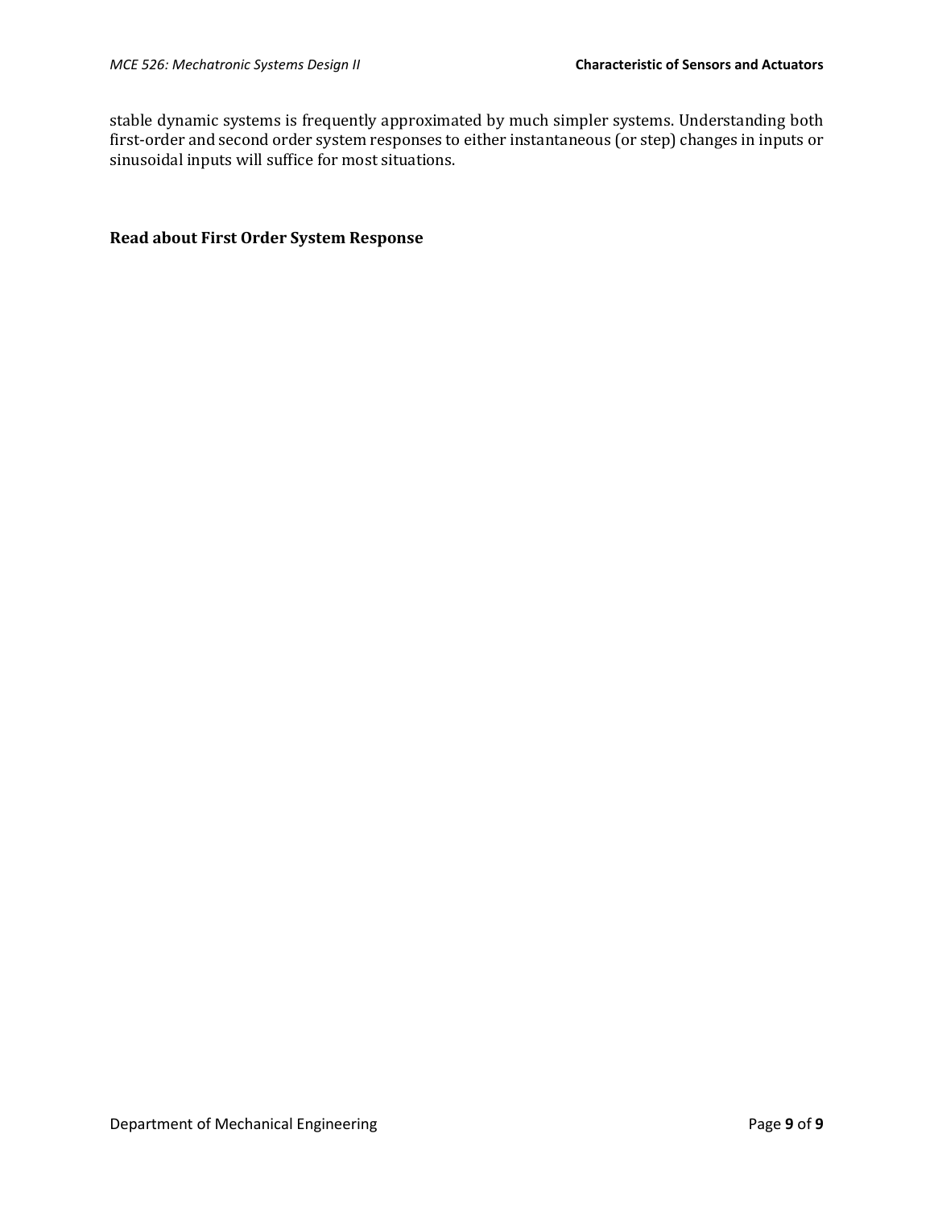stable dynamic systems is frequently approximated by much simpler systems. Understanding both first-order and second order system responses to either instantaneous (or step) changes in inputs or sinusoidal inputs will suffice for most situations.

**Read about First Order System Response**